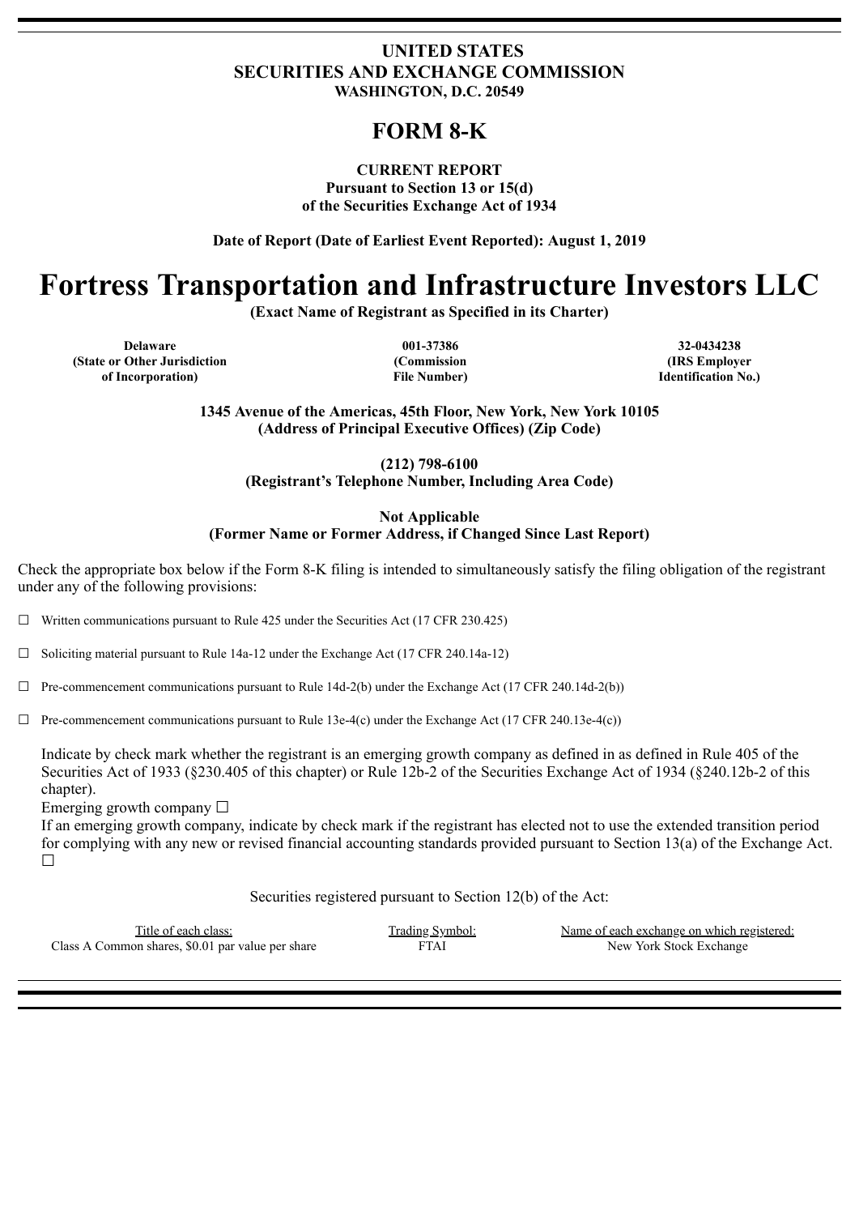**UNITED STATES**
**SECURITIES AND EXCHANGE COMMISSION**
**WASHINGTON, D.C. 20549**

# FORM 8-K

**CURRENT REPORT**
**Pursuant to Section 13 or 15(d)**
**of the Securities Exchange Act of 1934**

**Date of Report (Date of Earliest Event Reported): August 1, 2019**

# Fortress Transportation and Infrastructure Investors LLC

**(Exact Name of Registrant as Specified in its Charter)**

| Delaware | 001-37386 | 32-0434238 |
|---|---|---|
| (State or Other Jurisdiction of Incorporation) | (Commission File Number) | (IRS Employer Identification No.) |

**1345 Avenue of the Americas, 45th Floor, New York, New York 10105**
**(Address of Principal Executive Offices) (Zip Code)**

**(212) 798-6100**
**(Registrant's Telephone Number, Including Area Code)**

**Not Applicable**
**(Former Name or Former Address, if Changed Since Last Report)**

Check the appropriate box below if the Form 8-K filing is intended to simultaneously satisfy the filing obligation of the registrant under any of the following provisions:

☐ Written communications pursuant to Rule 425 under the Securities Act (17 CFR 230.425)

☐ Soliciting material pursuant to Rule 14a-12 under the Exchange Act (17 CFR 240.14a-12)

☐ Pre-commencement communications pursuant to Rule 14d-2(b) under the Exchange Act (17 CFR 240.14d-2(b))

☐ Pre-commencement communications pursuant to Rule 13e-4(c) under the Exchange Act (17 CFR 240.13e-4(c))

Indicate by check mark whether the registrant is an emerging growth company as defined in as defined in Rule 405 of the Securities Act of 1933 (§230.405 of this chapter) or Rule 12b-2 of the Securities Exchange Act of 1934 (§240.12b-2 of this chapter).

Emerging growth company ☐

If an emerging growth company, indicate by check mark if the registrant has elected not to use the extended transition period for complying with any new or revised financial accounting standards provided pursuant to Section 13(a) of the Exchange Act. ☐

Securities registered pursuant to Section 12(b) of the Act:

| Title of each class: | Trading Symbol: | Name of each exchange on which registered: |
|---|---|---|
| Class A Common shares, $0.01 par value per share | FTAI | New York Stock Exchange |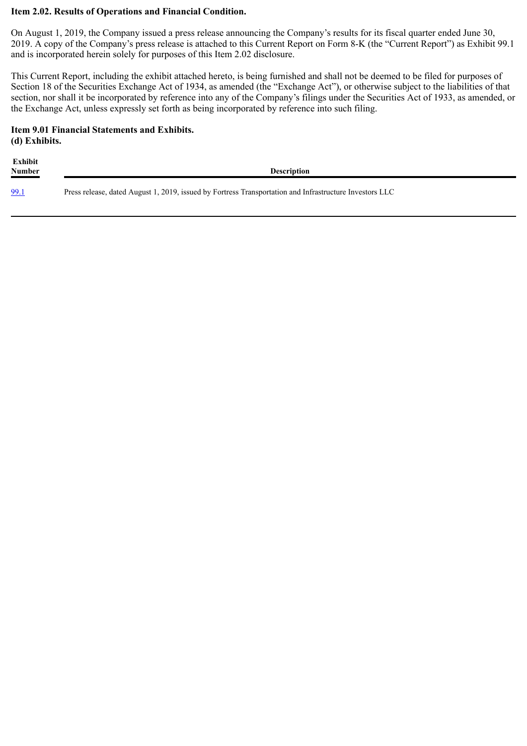**Item 2.02. Results of Operations and Financial Condition.**

On August 1, 2019, the Company issued a press release announcing the Company's results for its fiscal quarter ended June 30, 2019. A copy of the Company's press release is attached to this Current Report on Form 8-K (the "Current Report") as Exhibit 99.1 and is incorporated herein solely for purposes of this Item 2.02 disclosure.

This Current Report, including the exhibit attached hereto, is being furnished and shall not be deemed to be filed for purposes of Section 18 of the Securities Exchange Act of 1934, as amended (the "Exchange Act"), or otherwise subject to the liabilities of that section, nor shall it be incorporated by reference into any of the Company's filings under the Securities Act of 1933, as amended, or the Exchange Act, unless expressly set forth as being incorporated by reference into such filing.

**Item 9.01 Financial Statements and Exhibits.**
**(d) Exhibits.**

| Exhibit Number | Description |
|---|---|
| 99.1 | Press release, dated August 1, 2019, issued by Fortress Transportation and Infrastructure Investors LLC |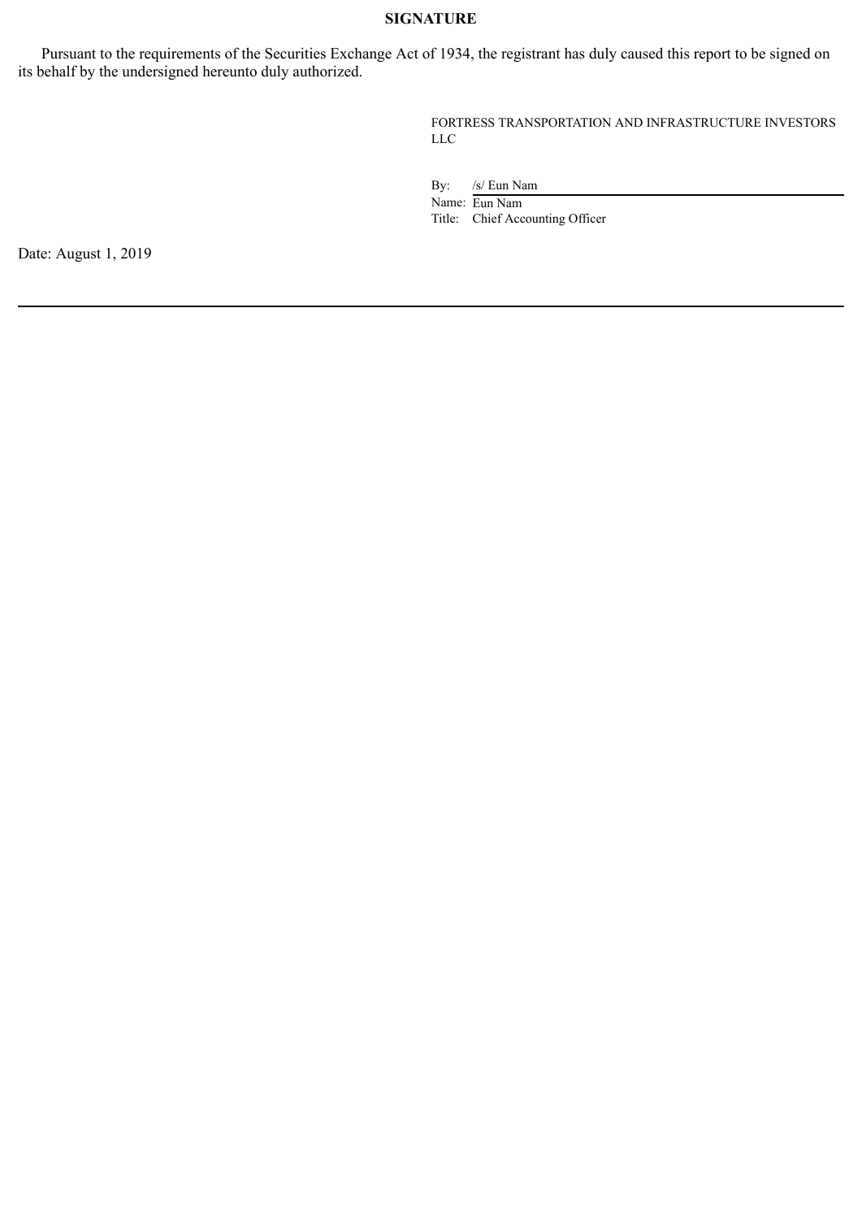## SIGNATURE

Pursuant to the requirements of the Securities Exchange Act of 1934, the registrant has duly caused this report to be signed on its behalf by the undersigned hereunto duly authorized.

FORTRESS TRANSPORTATION AND INFRASTRUCTURE INVESTORS LLC

By: /s/ Eun Nam

Name: Eun Nam

Title: Chief Accounting Officer

Date: August 1, 2019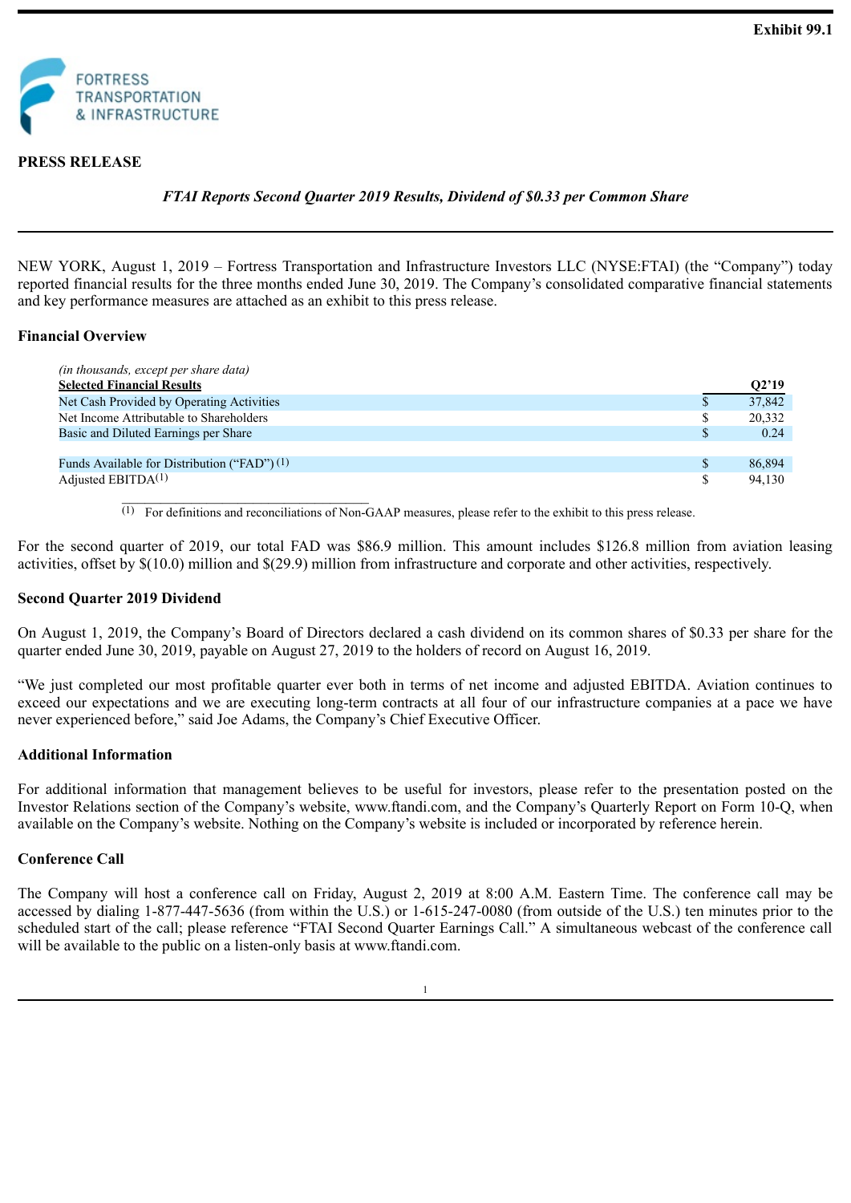Exhibit 99.1

FORTRESS TRANSPORTATION & INFRASTRUCTURE

**PRESS RELEASE**

***FTAI Reports Second Quarter 2019 Results, Dividend of $0.33 per Common Share***

NEW YORK, August 1, 2019 – Fortress Transportation and Infrastructure Investors LLC (NYSE:FTAI) (the "Company") today reported financial results for the three months ended June 30, 2019. The Company's consolidated comparative financial statements and key performance measures are attached as an exhibit to this press release.

## Financial Overview

*(in thousands, except per share data)*

| **Selected Financial Results** | | **Q2'19** |
|---|---|---|
| Net Cash Provided by Operating Activities | $ | 37,842 |
| Net Income Attributable to Shareholders | $ | 20,332 |
| Basic and Diluted Earnings per Share | $ | 0.24 |
| | | |
| Funds Available for Distribution ("FAD") [(1)] | $ | 86,894 |
| Adjusted EBITDA[(1)] | $ | 94,130 |

(1) For definitions and reconciliations of Non-GAAP measures, please refer to the exhibit to this press release.

For the second quarter of 2019, our total FAD was $86.9 million. This amount includes $126.8 million from aviation leasing activities, offset by $(10.0) million and $(29.9) million from infrastructure and corporate and other activities, respectively.

## Second Quarter 2019 Dividend

On August 1, 2019, the Company's Board of Directors declared a cash dividend on its common shares of $0.33 per share for the quarter ended June 30, 2019, payable on August 27, 2019 to the holders of record on August 16, 2019.

"We just completed our most profitable quarter ever both in terms of net income and adjusted EBITDA. Aviation continues to exceed our expectations and we are executing long-term contracts at all four of our infrastructure companies at a pace we have never experienced before," said Joe Adams, the Company's Chief Executive Officer.

## Additional Information

For additional information that management believes to be useful for investors, please refer to the presentation posted on the Investor Relations section of the Company's website, www.ftandi.com, and the Company's Quarterly Report on Form 10-Q, when available on the Company's website. Nothing on the Company's website is included or incorporated by reference herein.

## Conference Call

The Company will host a conference call on Friday, August 2, 2019 at 8:00 A.M. Eastern Time. The conference call may be accessed by dialing 1-877-447-5636 (from within the U.S.) or 1-615-247-0080 (from outside of the U.S.) ten minutes prior to the scheduled start of the call; please reference "FTAI Second Quarter Earnings Call." A simultaneous webcast of the conference call will be available to the public on a listen-only basis at www.ftandi.com.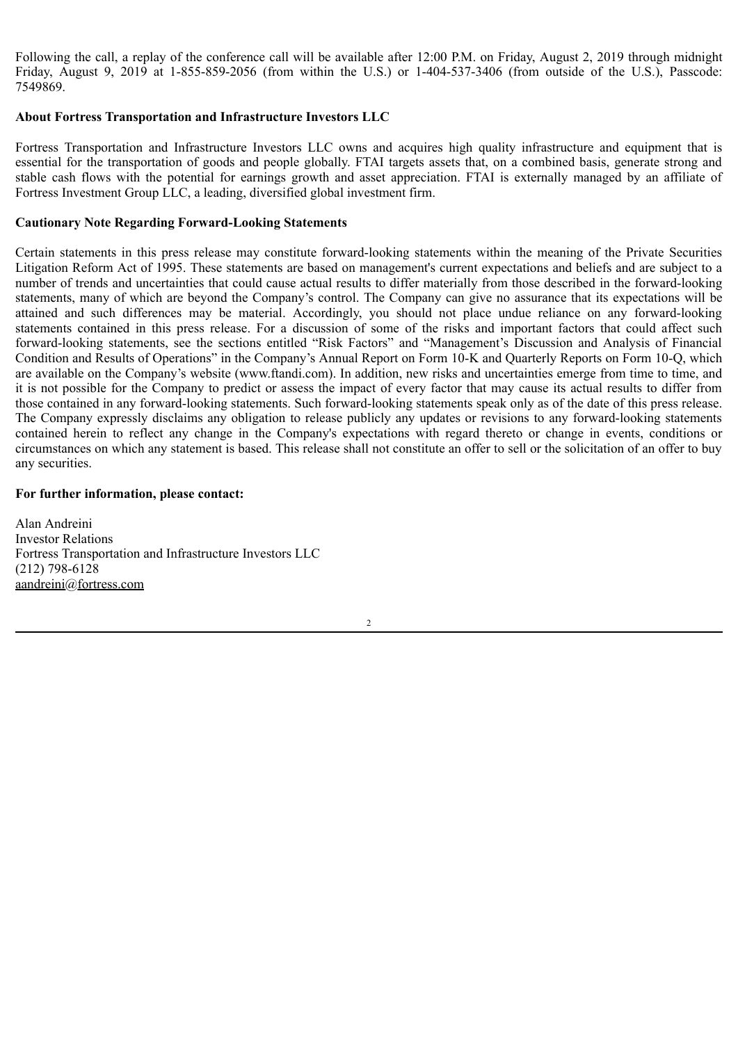Following the call, a replay of the conference call will be available after 12:00 P.M. on Friday, August 2, 2019 through midnight Friday, August 9, 2019 at 1-855-859-2056 (from within the U.S.) or 1-404-537-3406 (from outside of the U.S.), Passcode: 7549869.

**About Fortress Transportation and Infrastructure Investors LLC**

Fortress Transportation and Infrastructure Investors LLC owns and acquires high quality infrastructure and equipment that is essential for the transportation of goods and people globally. FTAI targets assets that, on a combined basis, generate strong and stable cash flows with the potential for earnings growth and asset appreciation. FTAI is externally managed by an affiliate of Fortress Investment Group LLC, a leading, diversified global investment firm.

**Cautionary Note Regarding Forward-Looking Statements**

Certain statements in this press release may constitute forward-looking statements within the meaning of the Private Securities Litigation Reform Act of 1995. These statements are based on management's current expectations and beliefs and are subject to a number of trends and uncertainties that could cause actual results to differ materially from those described in the forward-looking statements, many of which are beyond the Company's control. The Company can give no assurance that its expectations will be attained and such differences may be material. Accordingly, you should not place undue reliance on any forward-looking statements contained in this press release. For a discussion of some of the risks and important factors that could affect such forward-looking statements, see the sections entitled "Risk Factors" and "Management's Discussion and Analysis of Financial Condition and Results of Operations" in the Company's Annual Report on Form 10-K and Quarterly Reports on Form 10-Q, which are available on the Company's website (www.ftandi.com). In addition, new risks and uncertainties emerge from time to time, and it is not possible for the Company to predict or assess the impact of every factor that may cause its actual results to differ from those contained in any forward-looking statements. Such forward-looking statements speak only as of the date of this press release. The Company expressly disclaims any obligation to release publicly any updates or revisions to any forward-looking statements contained herein to reflect any change in the Company's expectations with regard thereto or change in events, conditions or circumstances on which any statement is based. This release shall not constitute an offer to sell or the solicitation of an offer to buy any securities.

**For further information, please contact:**

Alan Andreini
Investor Relations
Fortress Transportation and Infrastructure Investors LLC
(212) 798-6128
aandreini@fortress.com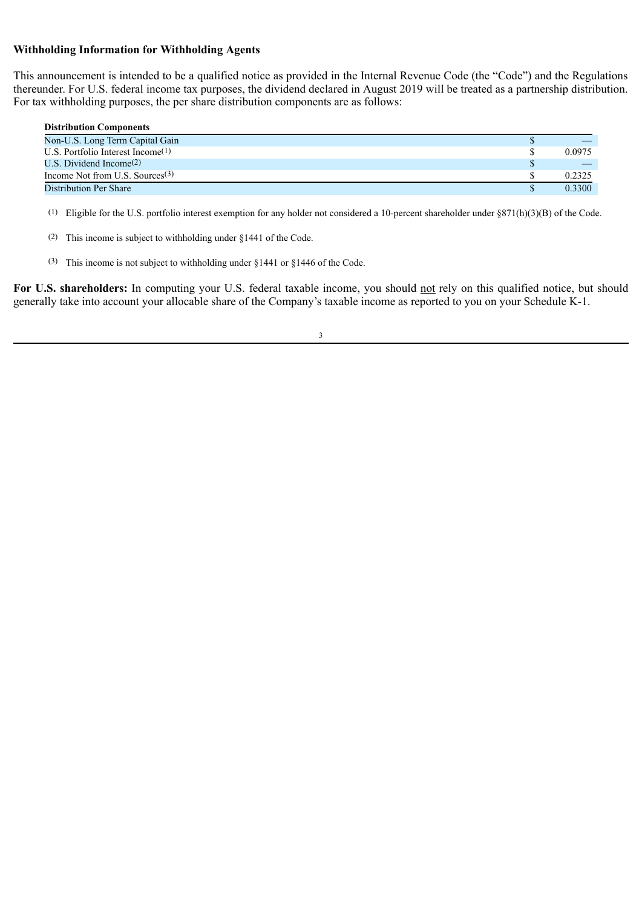**Withholding Information for Withholding Agents**

This announcement is intended to be a qualified notice as provided in the Internal Revenue Code (the "Code") and the Regulations thereunder. For U.S. federal income tax purposes, the dividend declared in August 2019 will be treated as a partnership distribution. For tax withholding purposes, the per share distribution components are as follows:

| **Distribution Components** | | |
|---|---|---|
| Non-U.S. Long Term Capital Gain | $ | — |
| U.S. Portfolio Interest Income[(1)] | $ | 0.0975 |
| U.S. Dividend Income[(2)] | $ | — |
| Income Not from U.S. Sources[(3)] | $ | 0.2325 |
| Distribution Per Share | $ | 0.3300 |

(1) Eligible for the U.S. portfolio interest exemption for any holder not considered a 10-percent shareholder under §871(h)(3)(B) of the Code.

(2) This income is subject to withholding under §1441 of the Code.

(3) This income is not subject to withholding under §1441 or §1446 of the Code.

**For U.S. shareholders:** In computing your U.S. federal taxable income, you should not rely on this qualified notice, but should generally take into account your allocable share of the Company's taxable income as reported to you on your Schedule K-1.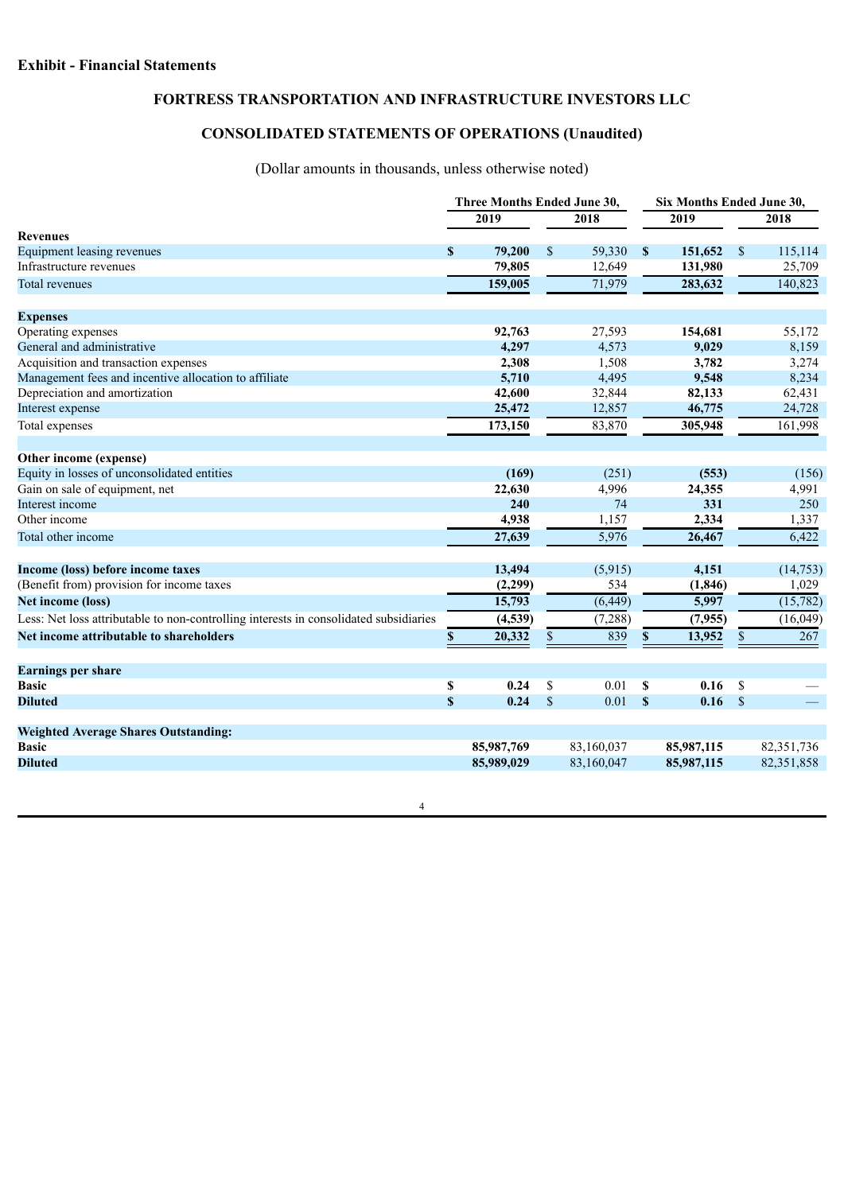**Exhibit - Financial Statements**

## FORTRESS TRANSPORTATION AND INFRASTRUCTURE INVESTORS LLC

## CONSOLIDATED STATEMENTS OF OPERATIONS (Unaudited)

(Dollar amounts in thousands, unless otherwise noted)

| | Three Months Ended June 30, | | Six Months Ended June 30, | |
|---|---|---|---|---|
| | **2019** | **2018** | **2019** | **2018** |
| **Revenues** | | | | |
| Equipment leasing revenues | **$ 79,200** | $ 59,330 | **$ 151,652** | $ 115,114 |
| Infrastructure revenues | **79,805** | 12,649 | **131,980** | 25,709 |
| Total revenues | **159,005** | 71,979 | **283,632** | 140,823 |
| | | | | |
| **Expenses** | | | | |
| Operating expenses | **92,763** | 27,593 | **154,681** | 55,172 |
| General and administrative | **4,297** | 4,573 | **9,029** | 8,159 |
| Acquisition and transaction expenses | **2,308** | 1,508 | **3,782** | 3,274 |
| Management fees and incentive allocation to affiliate | **5,710** | 4,495 | **9,548** | 8,234 |
| Depreciation and amortization | **42,600** | 32,844 | **82,133** | 62,431 |
| Interest expense | **25,472** | 12,857 | **46,775** | 24,728 |
| Total expenses | **173,150** | 83,870 | **305,948** | 161,998 |
| | | | | |
| **Other income (expense)** | | | | |
| Equity in losses of unconsolidated entities | **(169)** | (251) | **(553)** | (156) |
| Gain on sale of equipment, net | **22,630** | 4,996 | **24,355** | 4,991 |
| Interest income | **240** | 74 | **331** | 250 |
| Other income | **4,938** | 1,157 | **2,334** | 1,337 |
| Total other income | **27,639** | 5,976 | **26,467** | 6,422 |
| | | | | |
| **Income (loss) before income taxes** | **13,494** | (5,915) | **4,151** | (14,753) |
| (Benefit from) provision for income taxes | **(2,299)** | 534 | **(1,846)** | 1,029 |
| **Net income (loss)** | **15,793** | (6,449) | **5,997** | (15,782) |
| Less: Net loss attributable to non-controlling interests in consolidated subsidiaries | **(4,539)** | (7,288) | **(7,955)** | (16,049) |
| **Net income attributable to shareholders** | **$ 20,332** | $ 839 | **$ 13,952** | $ 267 |
| | | | | |
| **Earnings per share** | | | | |
| **Basic** | **$ 0.24** | $ 0.01 | **$ 0.16** | $ — |
| **Diluted** | **$ 0.24** | $ 0.01 | **$ 0.16** | $ — |
| | | | | |
| **Weighted Average Shares Outstanding:** | | | | |
| **Basic** | **85,987,769** | 83,160,037 | **85,987,115** | 82,351,736 |
| **Diluted** | **85,989,029** | 83,160,047 | **85,987,115** | 82,351,858 |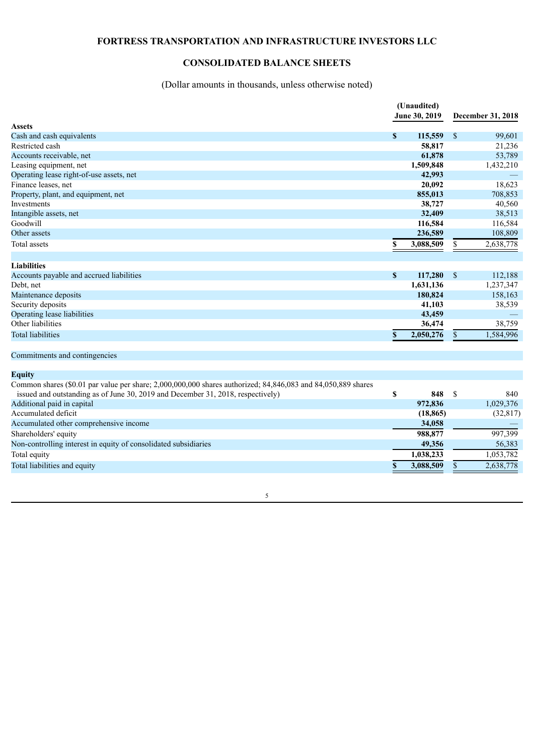# FORTRESS TRANSPORTATION AND INFRASTRUCTURE INVESTORS LLC

## CONSOLIDATED BALANCE SHEETS

(Dollar amounts in thousands, unless otherwise noted)

| | (Unaudited) June 30, 2019 | December 31, 2018 |
|---|---|---|
| **Assets** | | |
| Cash and cash equivalents | $ 115,559 | $ 99,601 |
| Restricted cash | 58,817 | 21,236 |
| Accounts receivable, net | 61,878 | 53,789 |
| Leasing equipment, net | 1,509,848 | 1,432,210 |
| Operating lease right-of-use assets, net | 42,993 | — |
| Finance leases, net | 20,092 | 18,623 |
| Property, plant, and equipment, net | 855,013 | 708,853 |
| Investments | 38,727 | 40,560 |
| Intangible assets, net | 32,409 | 38,513 |
| Goodwill | 116,584 | 116,584 |
| Other assets | 236,589 | 108,809 |
| Total assets | $ 3,088,509 | $ 2,638,778 |
| | | |
| **Liabilities** | | |
| Accounts payable and accrued liabilities | $ 117,280 | $ 112,188 |
| Debt, net | 1,631,136 | 1,237,347 |
| Maintenance deposits | 180,824 | 158,163 |
| Security deposits | 41,103 | 38,539 |
| Operating lease liabilities | 43,459 | — |
| Other liabilities | 36,474 | 38,759 |
| Total liabilities | $ 2,050,276 | $ 1,584,996 |
| | | |
| Commitments and contingencies | | |
| | | |
| **Equity** | | |
| Common shares ($0.01 par value per share; 2,000,000,000 shares authorized; 84,846,083 and 84,050,889 shares issued and outstanding as of June 30, 2019 and December 31, 2018, respectively) | $ 848 | $ 840 |
| Additional paid in capital | 972,836 | 1,029,376 |
| Accumulated deficit | (18,865) | (32,817) |
| Accumulated other comprehensive income | 34,058 | — |
| Shareholders' equity | 988,877 | 997,399 |
| Non-controlling interest in equity of consolidated subsidiaries | 49,356 | 56,383 |
| Total equity | 1,038,233 | 1,053,782 |
| Total liabilities and equity | $ 3,088,509 | $ 2,638,778 |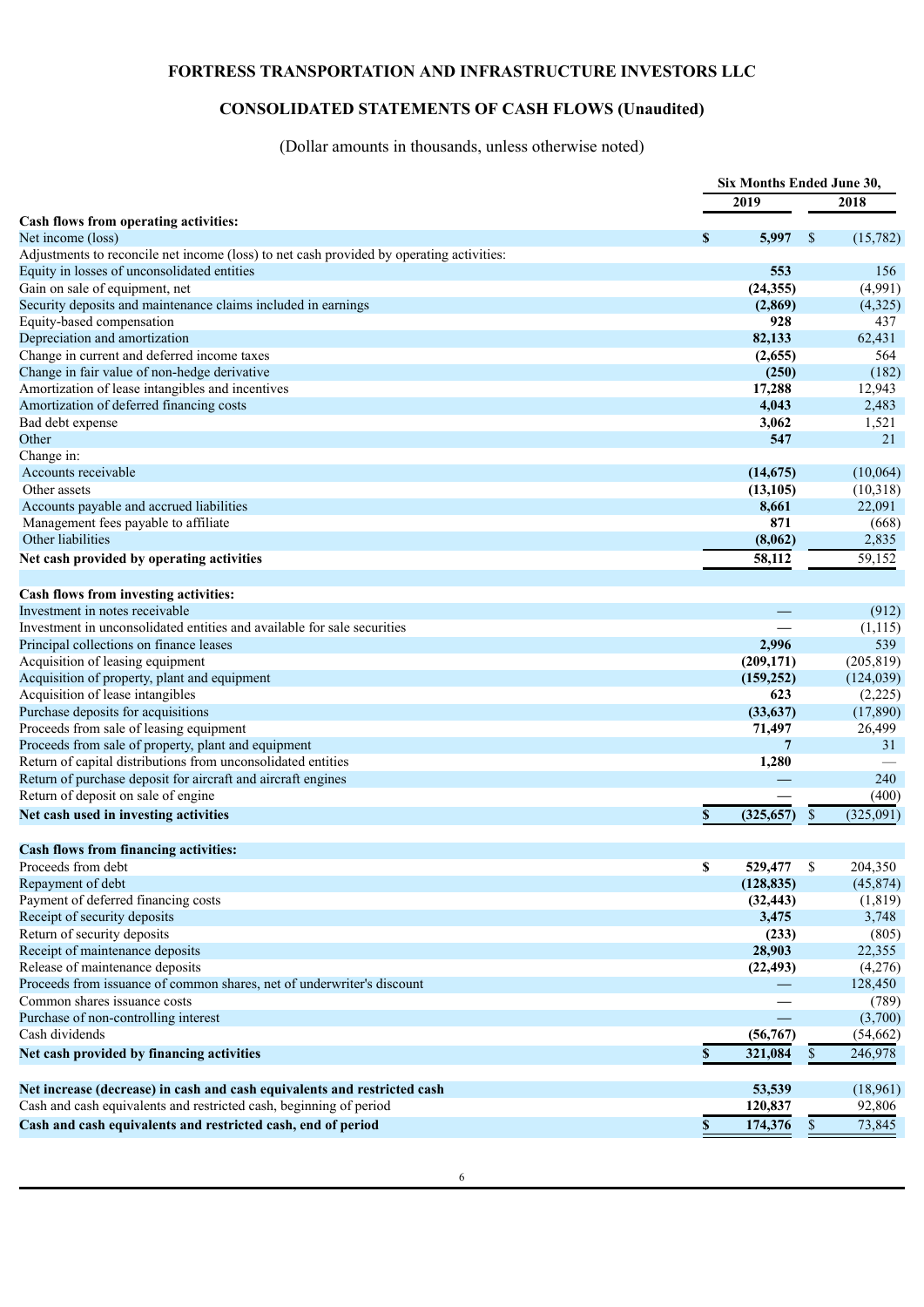# FORTRESS TRANSPORTATION AND INFRASTRUCTURE INVESTORS LLC

## CONSOLIDATED STATEMENTS OF CASH FLOWS (Unaudited)

(Dollar amounts in thousands, unless otherwise noted)

| | Six Months Ended June 30, | |
|---|---|---|
| | **2019** | **2018** |
| **Cash flows from operating activities:** | | |
| Net income (loss) | **$ 5,997** | $ (15,782) |
| Adjustments to reconcile net income (loss) to net cash provided by operating activities: | | |
| Equity in losses of unconsolidated entities | **553** | 156 |
| Gain on sale of equipment, net | **(24,355)** | (4,991) |
| Security deposits and maintenance claims included in earnings | **(2,869)** | (4,325) |
| Equity-based compensation | **928** | 437 |
| Depreciation and amortization | **82,133** | 62,431 |
| Change in current and deferred income taxes | **(2,655)** | 564 |
| Change in fair value of non-hedge derivative | **(250)** | (182) |
| Amortization of lease intangibles and incentives | **17,288** | 12,943 |
| Amortization of deferred financing costs | **4,043** | 2,483 |
| Bad debt expense | **3,062** | 1,521 |
| Other | **547** | 21 |
| Change in: | | |
| Accounts receivable | **(14,675)** | (10,064) |
| Other assets | **(13,105)** | (10,318) |
| Accounts payable and accrued liabilities | **8,661** | 22,091 |
| Management fees payable to affiliate | **871** | (668) |
| Other liabilities | **(8,062)** | 2,835 |
| **Net cash provided by operating activities** | **58,112** | 59,152 |
| | | |
| **Cash flows from investing activities:** | | |
| Investment in notes receivable | **—** | (912) |
| Investment in unconsolidated entities and available for sale securities | **—** | (1,115) |
| Principal collections on finance leases | **2,996** | 539 |
| Acquisition of leasing equipment | **(209,171)** | (205,819) |
| Acquisition of property, plant and equipment | **(159,252)** | (124,039) |
| Acquisition of lease intangibles | **623** | (2,225) |
| Purchase deposits for acquisitions | **(33,637)** | (17,890) |
| Proceeds from sale of leasing equipment | **71,497** | 26,499 |
| Proceeds from sale of property, plant and equipment | **7** | 31 |
| Return of capital distributions from unconsolidated entities | **1,280** | — |
| Return of purchase deposit for aircraft and aircraft engines | **—** | 240 |
| Return of deposit on sale of engine | **—** | (400) |
| **Net cash used in investing activities** | **$ (325,657)** | $ (325,091) |
| | | |
| **Cash flows from financing activities:** | | |
| Proceeds from debt | **$ 529,477** | $ 204,350 |
| Repayment of debt | **(128,835)** | (45,874) |
| Payment of deferred financing costs | **(32,443)** | (1,819) |
| Receipt of security deposits | **3,475** | 3,748 |
| Return of security deposits | **(233)** | (805) |
| Receipt of maintenance deposits | **28,903** | 22,355 |
| Release of maintenance deposits | **(22,493)** | (4,276) |
| Proceeds from issuance of common shares, net of underwriter's discount | **—** | 128,450 |
| Common shares issuance costs | **—** | (789) |
| Purchase of non-controlling interest | **—** | (3,700) |
| Cash dividends | **(56,767)** | (54,662) |
| **Net cash provided by financing activities** | **$ 321,084** | $ 246,978 |
| | | |
| **Net increase (decrease) in cash and cash equivalents and restricted cash** | **53,539** | (18,961) |
| Cash and cash equivalents and restricted cash, beginning of period | **120,837** | 92,806 |
| **Cash and cash equivalents and restricted cash, end of period** | **$ 174,376** | $ 73,845 |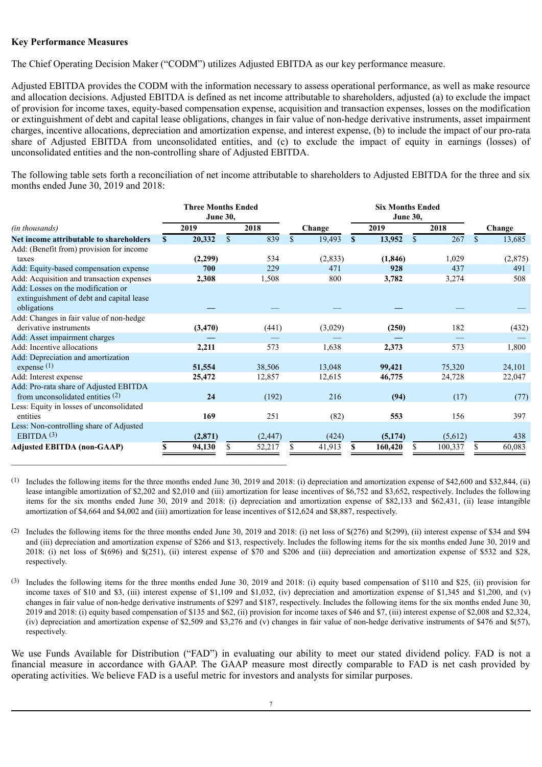**Key Performance Measures**

The Chief Operating Decision Maker ("CODM") utilizes Adjusted EBITDA as our key performance measure.

Adjusted EBITDA provides the CODM with the information necessary to assess operational performance, as well as make resource and allocation decisions. Adjusted EBITDA is defined as net income attributable to shareholders, adjusted (a) to exclude the impact of provision for income taxes, equity-based compensation expense, acquisition and transaction expenses, losses on the modification or extinguishment of debt and capital lease obligations, changes in fair value of non-hedge derivative instruments, asset impairment charges, incentive allocations, depreciation and amortization expense, and interest expense, (b) to include the impact of our pro-rata share of Adjusted EBITDA from unconsolidated entities, and (c) to exclude the impact of equity in earnings (losses) of unconsolidated entities and the non-controlling share of Adjusted EBITDA.

The following table sets forth a reconciliation of net income attributable to shareholders to Adjusted EBITDA for the three and six months ended June 30, 2019 and 2018:

| | Three Months Ended June 30, | | | Six Months Ended June 30, | | |
|---|---|---|---|---|---|---|
| *(in thousands)* | 2019 | 2018 | Change | 2019 | 2018 | Change |
| **Net income attributable to shareholders** | **$ 20,332** | $ 839 | $ 19,493 | **$ 13,952** | $ 267 | $ 13,685 |
| Add: (Benefit from) provision for income taxes | **(2,299)** | 534 | (2,833) | **(1,846)** | 1,029 | (2,875) |
| Add: Equity-based compensation expense | **700** | 229 | 471 | **928** | 437 | 491 |
| Add: Acquisition and transaction expenses | **2,308** | 1,508 | 800 | **3,782** | 3,274 | 508 |
| Add: Losses on the modification or extinguishment of debt and capital lease obligations | **—** | — | — | **—** | — | — |
| Add: Changes in fair value of non-hedge derivative instruments | **(3,470)** | (441) | (3,029) | **(250)** | 182 | (432) |
| Add: Asset impairment charges | **—** | — | — | **—** | — | — |
| Add: Incentive allocations | **2,211** | 573 | 1,638 | **2,373** | 573 | 1,800 |
| Add: Depreciation and amortization expense [(1)] | **51,554** | 38,506 | 13,048 | **99,421** | 75,320 | 24,101 |
| Add: Interest expense | **25,472** | 12,857 | 12,615 | **46,775** | 24,728 | 22,047 |
| Add: Pro-rata share of Adjusted EBITDA from unconsolidated entities [(2)] | **24** | (192) | 216 | **(94)** | (17) | (77) |
| Less: Equity in losses of unconsolidated entities | **169** | 251 | (82) | **553** | 156 | 397 |
| Less: Non-controlling share of Adjusted EBITDA [(3)] | **(2,871)** | (2,447) | (424) | **(5,174)** | (5,612) | 438 |
| **Adjusted EBITDA (non-GAAP)** | **$ 94,130** | $ 52,217 | $ 41,913 | **$ 160,420** | $ 100,337 | $ 60,083 |

(1) Includes the following items for the three months ended June 30, 2019 and 2018: (i) depreciation and amortization expense of $42,600 and $32,844, (ii) lease intangible amortization of $2,202 and $2,010 and (iii) amortization for lease incentives of $6,752 and $3,652, respectively. Includes the following items for the six months ended June 30, 2019 and 2018: (i) depreciation and amortization expense of $82,133 and $62,431, (ii) lease intangible amortization of $4,664 and $4,002 and (iii) amortization for lease incentives of $12,624 and $8,887, respectively.

(2) Includes the following items for the three months ended June 30, 2019 and 2018: (i) net loss of $(276) and $(299), (ii) interest expense of $34 and $94 and (iii) depreciation and amortization expense of $266 and $13, respectively. Includes the following items for the six months ended June 30, 2019 and 2018: (i) net loss of $(696) and $(251), (ii) interest expense of $70 and $206 and (iii) depreciation and amortization expense of $532 and $28, respectively.

(3) Includes the following items for the three months ended June 30, 2019 and 2018: (i) equity based compensation of $110 and $25, (ii) provision for income taxes of $10 and $3, (iii) interest expense of $1,109 and $1,032, (iv) depreciation and amortization expense of $1,345 and $1,200, and (v) changes in fair value of non-hedge derivative instruments of $297 and $187, respectively. Includes the following items for the six months ended June 30, 2019 and 2018: (i) equity based compensation of $135 and $62, (ii) provision for income taxes of $46 and $7, (iii) interest expense of $2,008 and $2,324, (iv) depreciation and amortization expense of $2,509 and $3,276 and (v) changes in fair value of non-hedge derivative instruments of $476 and $(57), respectively.

We use Funds Available for Distribution ("FAD") in evaluating our ability to meet our stated dividend policy. FAD is not a financial measure in accordance with GAAP. The GAAP measure most directly comparable to FAD is net cash provided by operating activities. We believe FAD is a useful metric for investors and analysts for similar purposes.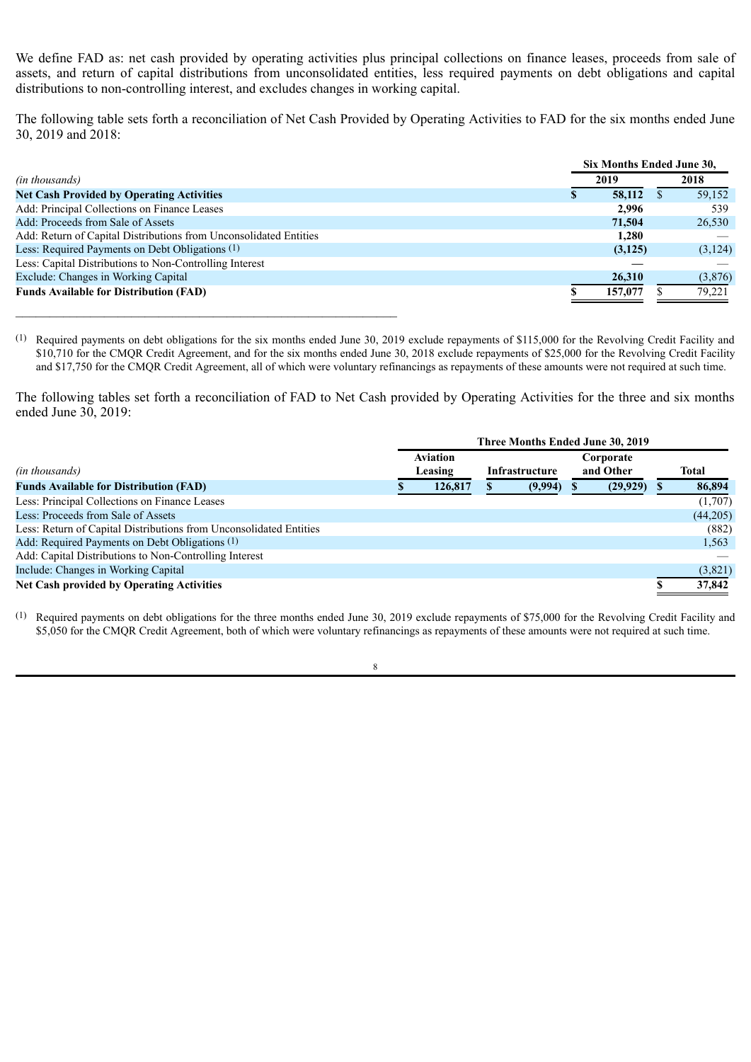We define FAD as: net cash provided by operating activities plus principal collections on finance leases, proceeds from sale of assets, and return of capital distributions from unconsolidated entities, less required payments on debt obligations and capital distributions to non-controlling interest, and excludes changes in working capital.

The following table sets forth a reconciliation of Net Cash Provided by Operating Activities to FAD for the six months ended June 30, 2019 and 2018:

| | Six Months Ended June 30, | |
|---|---|---|
| *(in thousands)* | **2019** | **2018** |
| **Net Cash Provided by Operating Activities** | **$ 58,112** | $ 59,152 |
| Add: Principal Collections on Finance Leases | **2,996** | 539 |
| Add: Proceeds from Sale of Assets | **71,504** | 26,530 |
| Add: Return of Capital Distributions from Unconsolidated Entities | **1,280** | — |
| Less: Required Payments on Debt Obligations [1] | **(3,125)** | (3,124) |
| Less: Capital Distributions to Non-Controlling Interest | **—** | — |
| Exclude: Changes in Working Capital | **26,310** | (3,876) |
| **Funds Available for Distribution (FAD)** | **$ 157,077** | $ 79,221 |

[1] Required payments on debt obligations for the six months ended June 30, 2019 exclude repayments of $115,000 for the Revolving Credit Facility and $10,710 for the CMQR Credit Agreement, and for the six months ended June 30, 2018 exclude repayments of $25,000 for the Revolving Credit Facility and $17,750 for the CMQR Credit Agreement, all of which were voluntary refinancings as repayments of these amounts were not required at such time.

The following tables set forth a reconciliation of FAD to Net Cash provided by Operating Activities for the three and six months ended June 30, 2019:

| | Three Months Ended June 30, 2019 | | | |
|---|---|---|---|---|
| *(in thousands)* | **Aviation Leasing** | **Infrastructure** | **Corporate and Other** | **Total** |
| **Funds Available for Distribution (FAD)** | **$ 126,817** | **$ (9,994)** | **$ (29,929)** | **$ 86,894** |
| Less: Principal Collections on Finance Leases | | | | (1,707) |
| Less: Proceeds from Sale of Assets | | | | (44,205) |
| Less: Return of Capital Distributions from Unconsolidated Entities | | | | (882) |
| Add: Required Payments on Debt Obligations [1] | | | | 1,563 |
| Add: Capital Distributions to Non-Controlling Interest | | | | — |
| Include: Changes in Working Capital | | | | (3,821) |
| **Net Cash provided by Operating Activities** | | | | **$ 37,842** |

[1] Required payments on debt obligations for the three months ended June 30, 2019 exclude repayments of $75,000 for the Revolving Credit Facility and $5,050 for the CMQR Credit Agreement, both of which were voluntary refinancings as repayments of these amounts were not required at such time.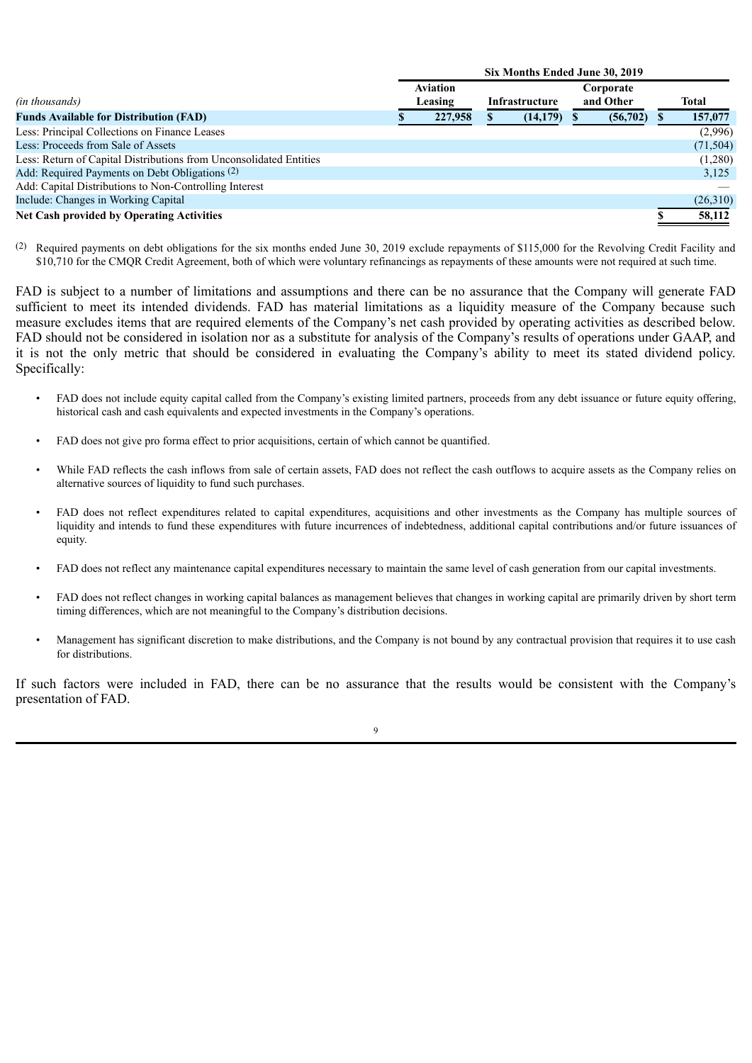| (in thousands) | Six Months Ended June 30, 2019 | | | |
|---|---|---|---|---|
| | Aviation Leasing | Infrastructure | Corporate and Other | Total |
| **Funds Available for Distribution (FAD)** | **$ 227,958** | **$ (14,179)** | **$ (56,702)** | **$ 157,077** |
| Less: Principal Collections on Finance Leases | | | | (2,996) |
| Less: Proceeds from Sale of Assets | | | | (71,504) |
| Less: Return of Capital Distributions from Unconsolidated Entities | | | | (1,280) |
| Add: Required Payments on Debt Obligations [2] | | | | 3,125 |
| Add: Capital Distributions to Non-Controlling Interest | | | | — |
| Include: Changes in Working Capital | | | | (26,310) |
| **Net Cash provided by Operating Activities** | | | | **$ 58,112** |

[2] Required payments on debt obligations for the six months ended June 30, 2019 exclude repayments of $115,000 for the Revolving Credit Facility and $10,710 for the CMQR Credit Agreement, both of which were voluntary refinancings as repayments of these amounts were not required at such time.

FAD is subject to a number of limitations and assumptions and there can be no assurance that the Company will generate FAD sufficient to meet its intended dividends. FAD has material limitations as a liquidity measure of the Company because such measure excludes items that are required elements of the Company's net cash provided by operating activities as described below. FAD should not be considered in isolation nor as a substitute for analysis of the Company's results of operations under GAAP, and it is not the only metric that should be considered in evaluating the Company's ability to meet its stated dividend policy. Specifically:

- FAD does not include equity capital called from the Company's existing limited partners, proceeds from any debt issuance or future equity offering, historical cash and cash equivalents and expected investments in the Company's operations.
- FAD does not give pro forma effect to prior acquisitions, certain of which cannot be quantified.
- While FAD reflects the cash inflows from sale of certain assets, FAD does not reflect the cash outflows to acquire assets as the Company relies on alternative sources of liquidity to fund such purchases.
- FAD does not reflect expenditures related to capital expenditures, acquisitions and other investments as the Company has multiple sources of liquidity and intends to fund these expenditures with future incurrences of indebtedness, additional capital contributions and/or future issuances of equity.
- FAD does not reflect any maintenance capital expenditures necessary to maintain the same level of cash generation from our capital investments.
- FAD does not reflect changes in working capital balances as management believes that changes in working capital are primarily driven by short term timing differences, which are not meaningful to the Company's distribution decisions.
- Management has significant discretion to make distributions, and the Company is not bound by any contractual provision that requires it to use cash for distributions.

If such factors were included in FAD, there can be no assurance that the results would be consistent with the Company's presentation of FAD.